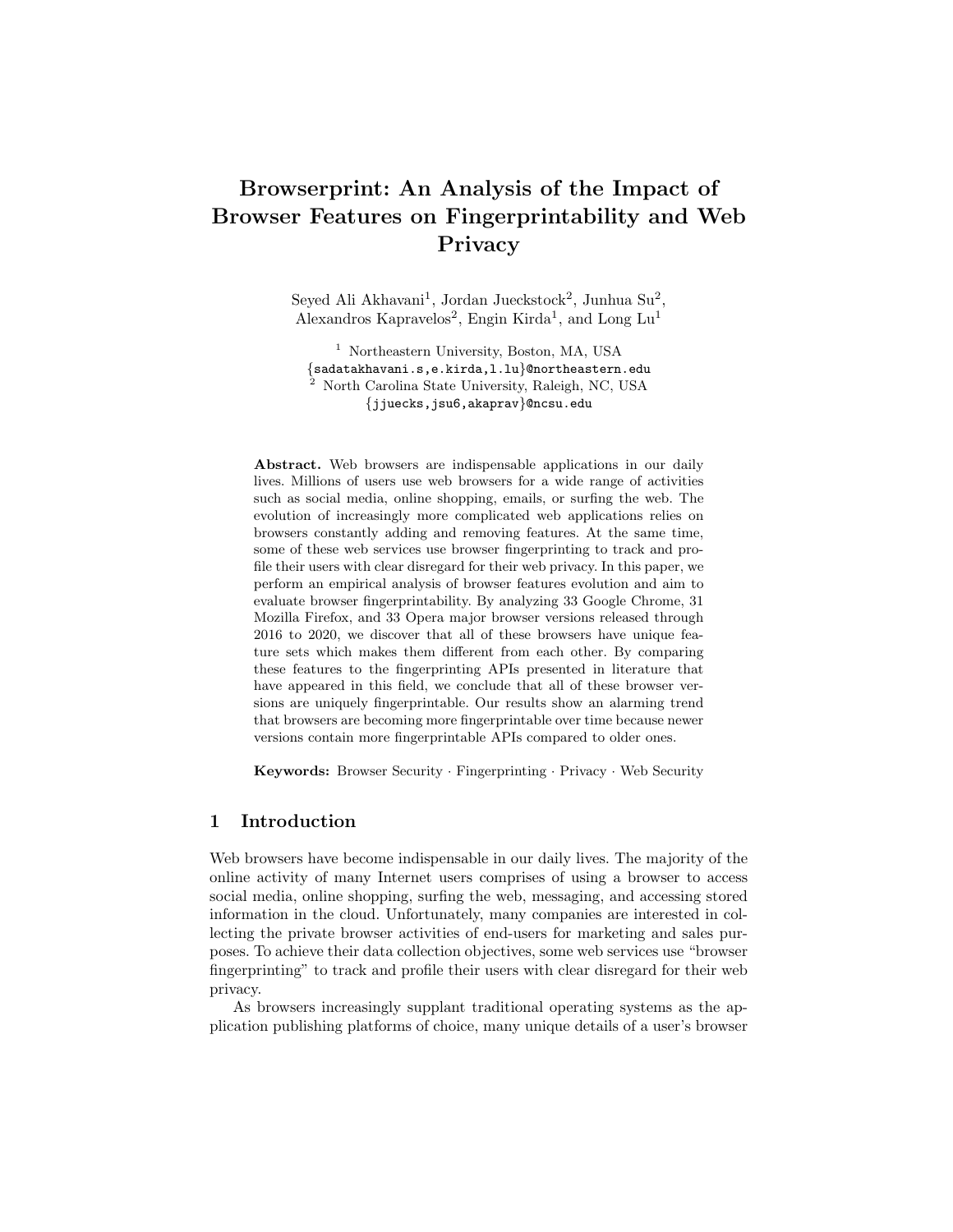# Browserprint: An Analysis of the Impact of Browser Features on Fingerprintability and Web Privacy

Seyed Ali Akhavani[1], Jordan Jueckstock[2], Junhua Su[2], Alexandros Kapravelos[2], Engin Kirda[1], and Long Lu[1]

[1] Northeastern University, Boston, MA, USA
{sadatakhavani.s,e.kirda,l.lu}@northeastern.edu
[2] North Carolina State University, Raleigh, NC, USA
{jjuecks,jsu6,akaprav}@ncsu.edu

**Abstract.** Web browsers are indispensable applications in our daily lives. Millions of users use web browsers for a wide range of activities such as social media, online shopping, emails, or surfing the web. The evolution of increasingly more complicated web applications relies on browsers constantly adding and removing features. At the same time, some of these web services use browser fingerprinting to track and profile their users with clear disregard for their web privacy. In this paper, we perform an empirical analysis of browser features evolution and aim to evaluate browser fingerprintability. By analyzing 33 Google Chrome, 31 Mozilla Firefox, and 33 Opera major browser versions released through 2016 to 2020, we discover that all of these browsers have unique feature sets which makes them different from each other. By comparing these features to the fingerprinting APIs presented in literature that have appeared in this field, we conclude that all of these browser versions are uniquely fingerprintable. Our results show an alarming trend that browsers are becoming more fingerprintable over time because newer versions contain more fingerprintable APIs compared to older ones.

**Keywords:** Browser Security · Fingerprinting · Privacy · Web Security

## 1 Introduction

Web browsers have become indispensable in our daily lives. The majority of the online activity of many Internet users comprises of using a browser to access social media, online shopping, surfing the web, messaging, and accessing stored information in the cloud. Unfortunately, many companies are interested in collecting the private browser activities of end-users for marketing and sales purposes. To achieve their data collection objectives, some web services use "browser fingerprinting" to track and profile their users with clear disregard for their web privacy.

As browsers increasingly supplant traditional operating systems as the application publishing platforms of choice, many unique details of a user's browser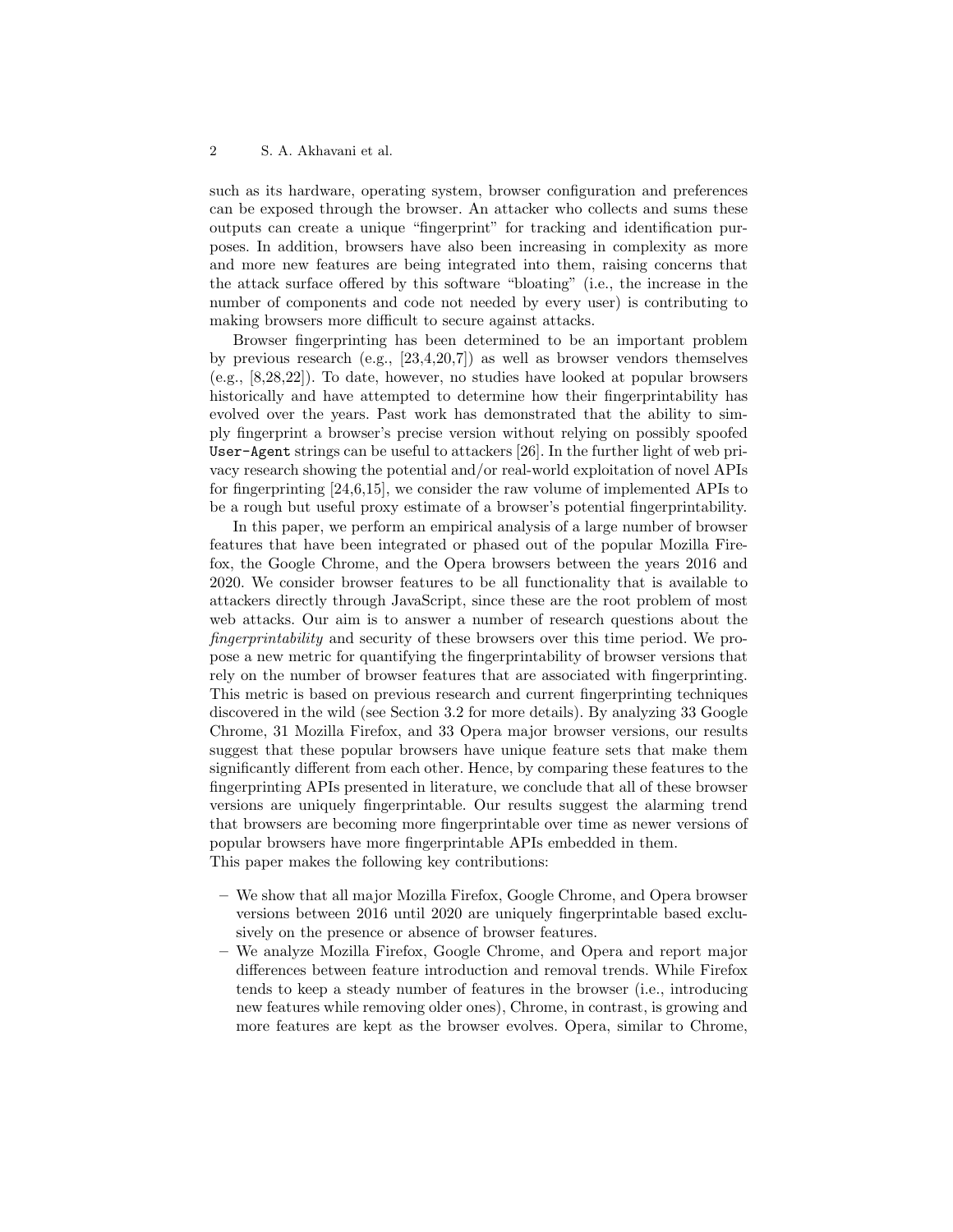such as its hardware, operating system, browser configuration and preferences can be exposed through the browser. An attacker who collects and sums these outputs can create a unique "fingerprint" for tracking and identification purposes. In addition, browsers have also been increasing in complexity as more and more new features are being integrated into them, raising concerns that the attack surface offered by this software "bloating" (i.e., the increase in the number of components and code not needed by every user) is contributing to making browsers more difficult to secure against attacks.

Browser fingerprinting has been determined to be an important problem by previous research (e.g., [23,4,20,7]) as well as browser vendors themselves (e.g., [8,28,22]). To date, however, no studies have looked at popular browsers historically and have attempted to determine how their fingerprintability has evolved over the years. Past work has demonstrated that the ability to simply fingerprint a browser's precise version without relying on possibly spoofed `User-Agent` strings can be useful to attackers [26]. In the further light of web privacy research showing the potential and/or real-world exploitation of novel APIs for fingerprinting [24,6,15], we consider the raw volume of implemented APIs to be a rough but useful proxy estimate of a browser's potential fingerprintability.

In this paper, we perform an empirical analysis of a large number of browser features that have been integrated or phased out of the popular Mozilla Firefox, the Google Chrome, and the Opera browsers between the years 2016 and 2020. We consider browser features to be all functionality that is available to attackers directly through JavaScript, since these are the root problem of most web attacks. Our aim is to answer a number of research questions about the *fingerprintability* and security of these browsers over this time period. We propose a new metric for quantifying the fingerprintability of browser versions that rely on the number of browser features that are associated with fingerprinting. This metric is based on previous research and current fingerprinting techniques discovered in the wild (see Section 3.2 for more details). By analyzing 33 Google Chrome, 31 Mozilla Firefox, and 33 Opera major browser versions, our results suggest that these popular browsers have unique feature sets that make them significantly different from each other. Hence, by comparing these features to the fingerprinting APIs presented in literature, we conclude that all of these browser versions are uniquely fingerprintable. Our results suggest the alarming trend that browsers are becoming more fingerprintable over time as newer versions of popular browsers have more fingerprintable APIs embedded in them.
This paper makes the following key contributions:

- We show that all major Mozilla Firefox, Google Chrome, and Opera browser versions between 2016 until 2020 are uniquely fingerprintable based exclusively on the presence or absence of browser features.
- We analyze Mozilla Firefox, Google Chrome, and Opera and report major differences between feature introduction and removal trends. While Firefox tends to keep a steady number of features in the browser (i.e., introducing new features while removing older ones), Chrome, in contrast, is growing and more features are kept as the browser evolves. Opera, similar to Chrome,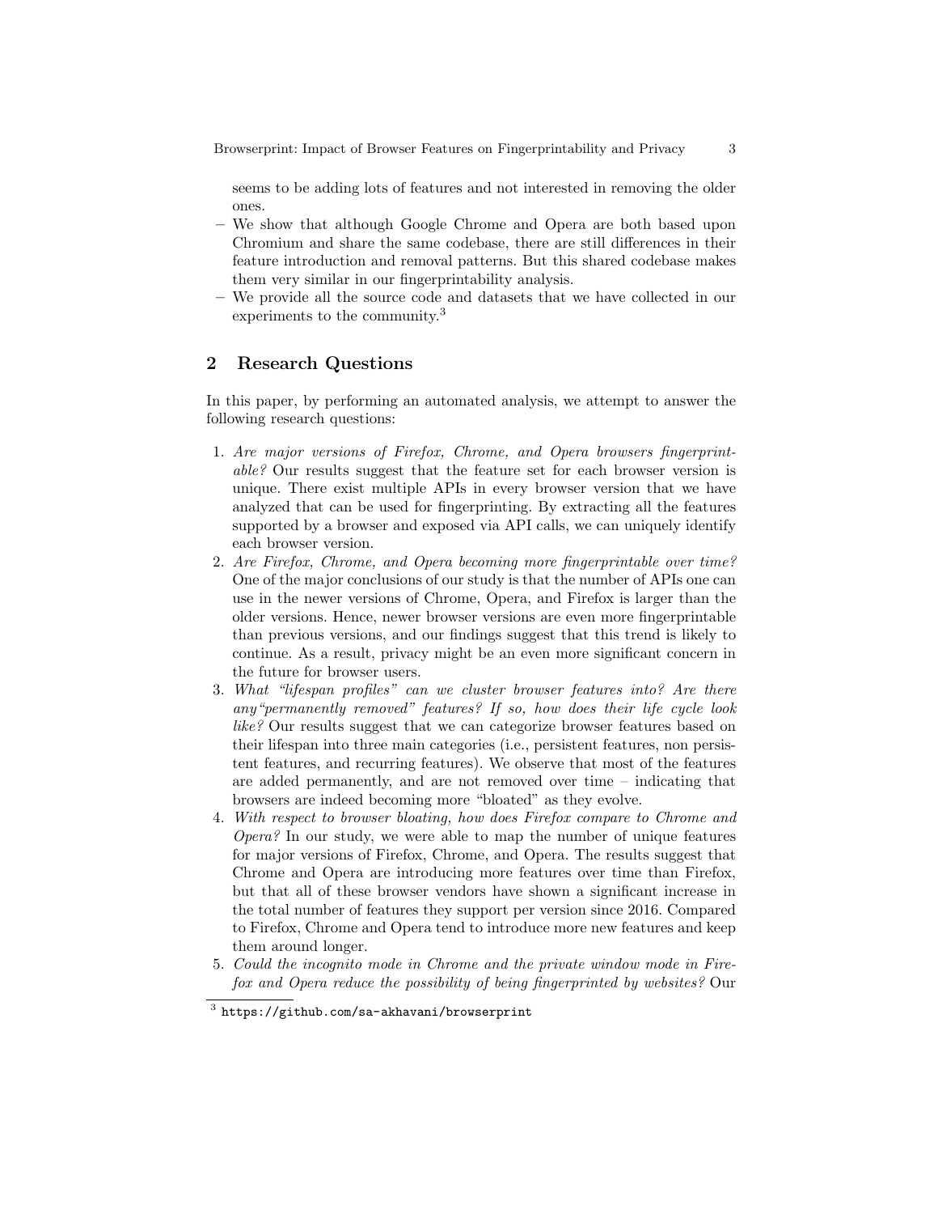seems to be adding lots of features and not interested in removing the older ones.

- We show that although Google Chrome and Opera are both based upon Chromium and share the same codebase, there are still differences in their feature introduction and removal patterns. But this shared codebase makes them very similar in our fingerprintability analysis.
- We provide all the source code and datasets that we have collected in our experiments to the community.[3]

## 2 Research Questions

In this paper, by performing an automated analysis, we attempt to answer the following research questions:

1. *Are major versions of Firefox, Chrome, and Opera browsers fingerprintable?* Our results suggest that the feature set for each browser version is unique. There exist multiple APIs in every browser version that we have analyzed that can be used for fingerprinting. By extracting all the features supported by a browser and exposed via API calls, we can uniquely identify each browser version.
2. *Are Firefox, Chrome, and Opera becoming more fingerprintable over time?* One of the major conclusions of our study is that the number of APIs one can use in the newer versions of Chrome, Opera, and Firefox is larger than the older versions. Hence, newer browser versions are even more fingerprintable than previous versions, and our findings suggest that this trend is likely to continue. As a result, privacy might be an even more significant concern in the future for browser users.
3. *What "lifespan profiles" can we cluster browser features into? Are there any"permanently removed" features? If so, how does their life cycle look like?* Our results suggest that we can categorize browser features based on their lifespan into three main categories (i.e., persistent features, non persistent features, and recurring features). We observe that most of the features are added permanently, and are not removed over time – indicating that browsers are indeed becoming more "bloated" as they evolve.
4. *With respect to browser bloating, how does Firefox compare to Chrome and Opera?* In our study, we were able to map the number of unique features for major versions of Firefox, Chrome, and Opera. The results suggest that Chrome and Opera are introducing more features over time than Firefox, but that all of these browser vendors have shown a significant increase in the total number of features they support per version since 2016. Compared to Firefox, Chrome and Opera tend to introduce more new features and keep them around longer.
5. *Could the incognito mode in Chrome and the private window mode in Firefox and Opera reduce the possibility of being fingerprinted by websites?* Our

[3] https://github.com/sa-akhavani/browserprint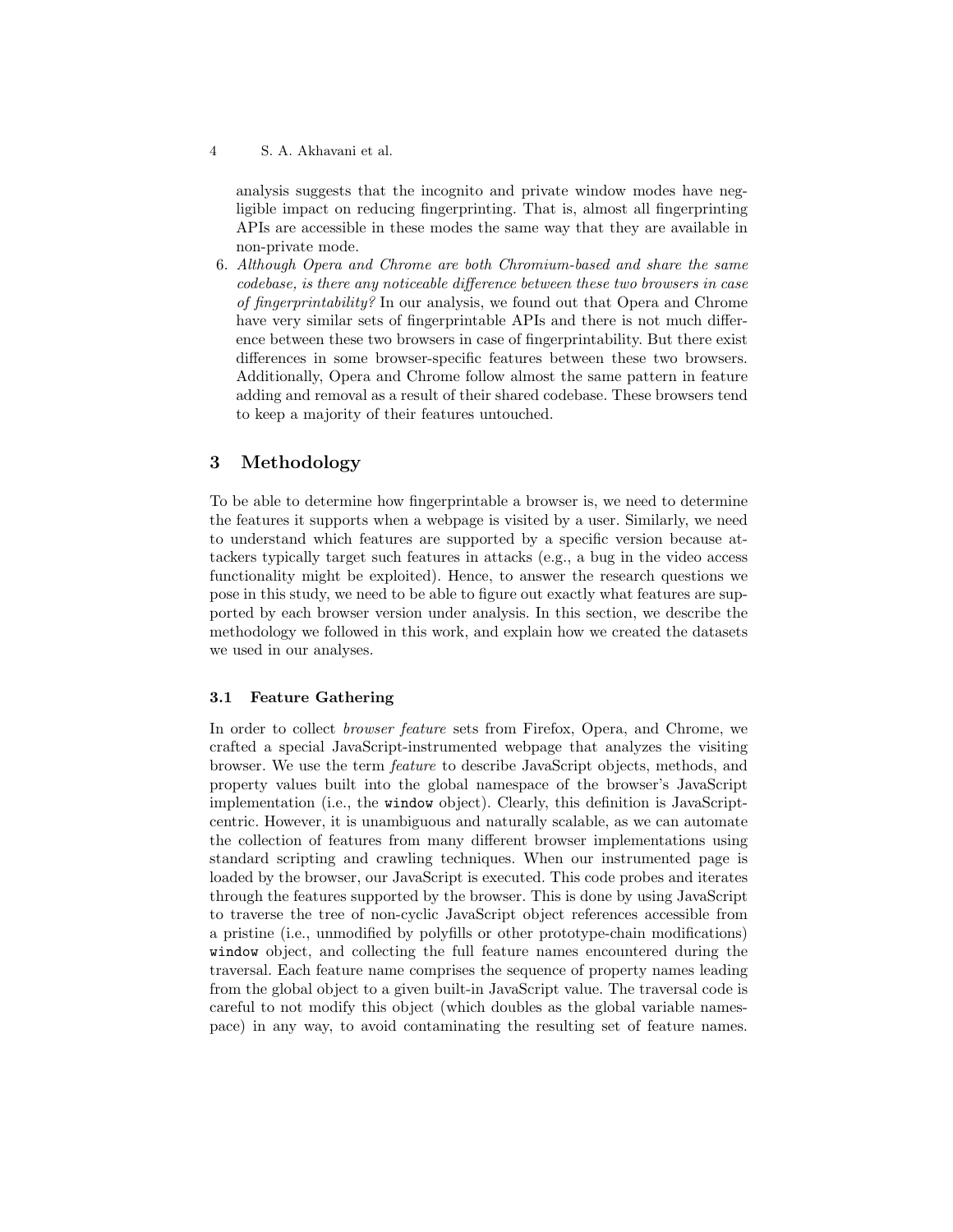analysis suggests that the incognito and private window modes have negligible impact on reducing fingerprinting. That is, almost all fingerprinting APIs are accessible in these modes the same way that they are available in non-private mode.

6. *Although Opera and Chrome are both Chromium-based and share the same codebase, is there any noticeable difference between these two browsers in case of fingerprintability?* In our analysis, we found out that Opera and Chrome have very similar sets of fingerprintable APIs and there is not much difference between these two browsers in case of fingerprintability. But there exist differences in some browser-specific features between these two browsers. Additionally, Opera and Chrome follow almost the same pattern in feature adding and removal as a result of their shared codebase. These browsers tend to keep a majority of their features untouched.

## 3 Methodology

To be able to determine how fingerprintable a browser is, we need to determine the features it supports when a webpage is visited by a user. Similarly, we need to understand which features are supported by a specific version because attackers typically target such features in attacks (e.g., a bug in the video access functionality might be exploited). Hence, to answer the research questions we pose in this study, we need to be able to figure out exactly what features are supported by each browser version under analysis. In this section, we describe the methodology we followed in this work, and explain how we created the datasets we used in our analyses.

### 3.1 Feature Gathering

In order to collect *browser feature* sets from Firefox, Opera, and Chrome, we crafted a special JavaScript-instrumented webpage that analyzes the visiting browser. We use the term *feature* to describe JavaScript objects, methods, and property values built into the global namespace of the browser's JavaScript implementation (i.e., the `window` object). Clearly, this definition is JavaScript-centric. However, it is unambiguous and naturally scalable, as we can automate the collection of features from many different browser implementations using standard scripting and crawling techniques. When our instrumented page is loaded by the browser, our JavaScript is executed. This code probes and iterates through the features supported by the browser. This is done by using JavaScript to traverse the tree of non-cyclic JavaScript object references accessible from a pristine (i.e., unmodified by polyfills or other prototype-chain modifications) `window` object, and collecting the full feature names encountered during the traversal. Each feature name comprises the sequence of property names leading from the global object to a given built-in JavaScript value. The traversal code is careful to not modify this object (which doubles as the global variable namespace) in any way, to avoid contaminating the resulting set of feature names.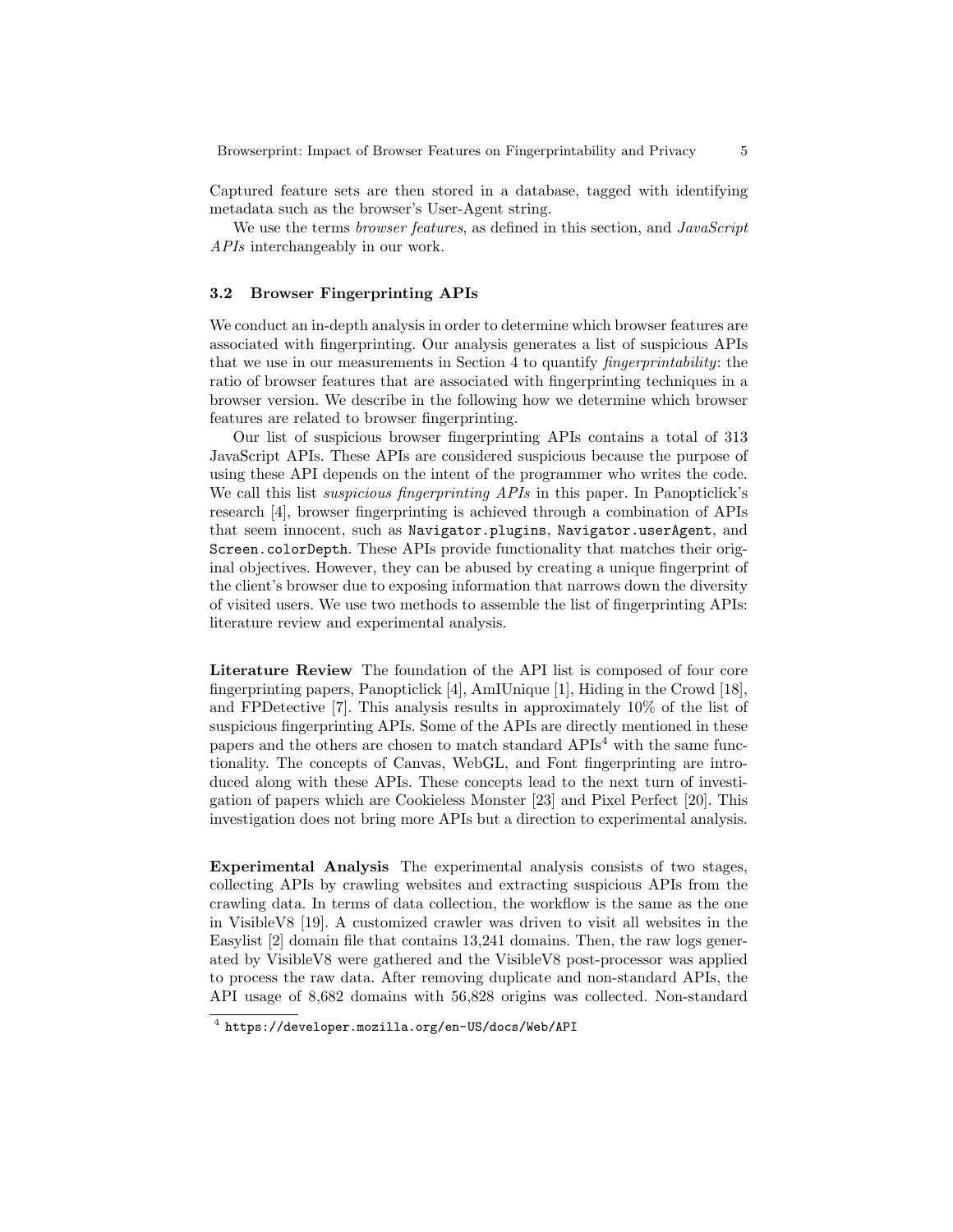Captured feature sets are then stored in a database, tagged with identifying metadata such as the browser's User-Agent string.

We use the terms *browser features*, as defined in this section, and *JavaScript APIs* interchangeably in our work.

### 3.2 Browser Fingerprinting APIs

We conduct an in-depth analysis in order to determine which browser features are associated with fingerprinting. Our analysis generates a list of suspicious APIs that we use in our measurements in Section 4 to quantify *fingerprintability*: the ratio of browser features that are associated with fingerprinting techniques in a browser version. We describe in the following how we determine which browser features are related to browser fingerprinting.

Our list of suspicious browser fingerprinting APIs contains a total of 313 JavaScript APIs. These APIs are considered suspicious because the purpose of using these API depends on the intent of the programmer who writes the code. We call this list *suspicious fingerprinting APIs* in this paper. In Panopticlick's research [4], browser fingerprinting is achieved through a combination of APIs that seem innocent, such as `Navigator.plugins`, `Navigator.userAgent`, and `Screen.colorDepth`. These APIs provide functionality that matches their original objectives. However, they can be abused by creating a unique fingerprint of the client's browser due to exposing information that narrows down the diversity of visited users. We use two methods to assemble the list of fingerprinting APIs: literature review and experimental analysis.

**Literature Review** The foundation of the API list is composed of four core fingerprinting papers, Panopticlick [4], AmIUnique [1], Hiding in the Crowd [18], and FPDetective [7]. This analysis results in approximately 10% of the list of suspicious fingerprinting APIs. Some of the APIs are directly mentioned in these papers and the others are chosen to match standard APIs[4] with the same functionality. The concepts of Canvas, WebGL, and Font fingerprinting are introduced along with these APIs. These concepts lead to the next turn of investigation of papers which are Cookieless Monster [23] and Pixel Perfect [20]. This investigation does not bring more APIs but a direction to experimental analysis.

**Experimental Analysis** The experimental analysis consists of two stages, collecting APIs by crawling websites and extracting suspicious APIs from the crawling data. In terms of data collection, the workflow is the same as the one in VisibleV8 [19]. A customized crawler was driven to visit all websites in the Easylist [2] domain file that contains 13,241 domains. Then, the raw logs generated by VisibleV8 were gathered and the VisibleV8 post-processor was applied to process the raw data. After removing duplicate and non-standard APIs, the API usage of 8,682 domains with 56,828 origins was collected. Non-standard

[4] `https://developer.mozilla.org/en-US/docs/Web/API`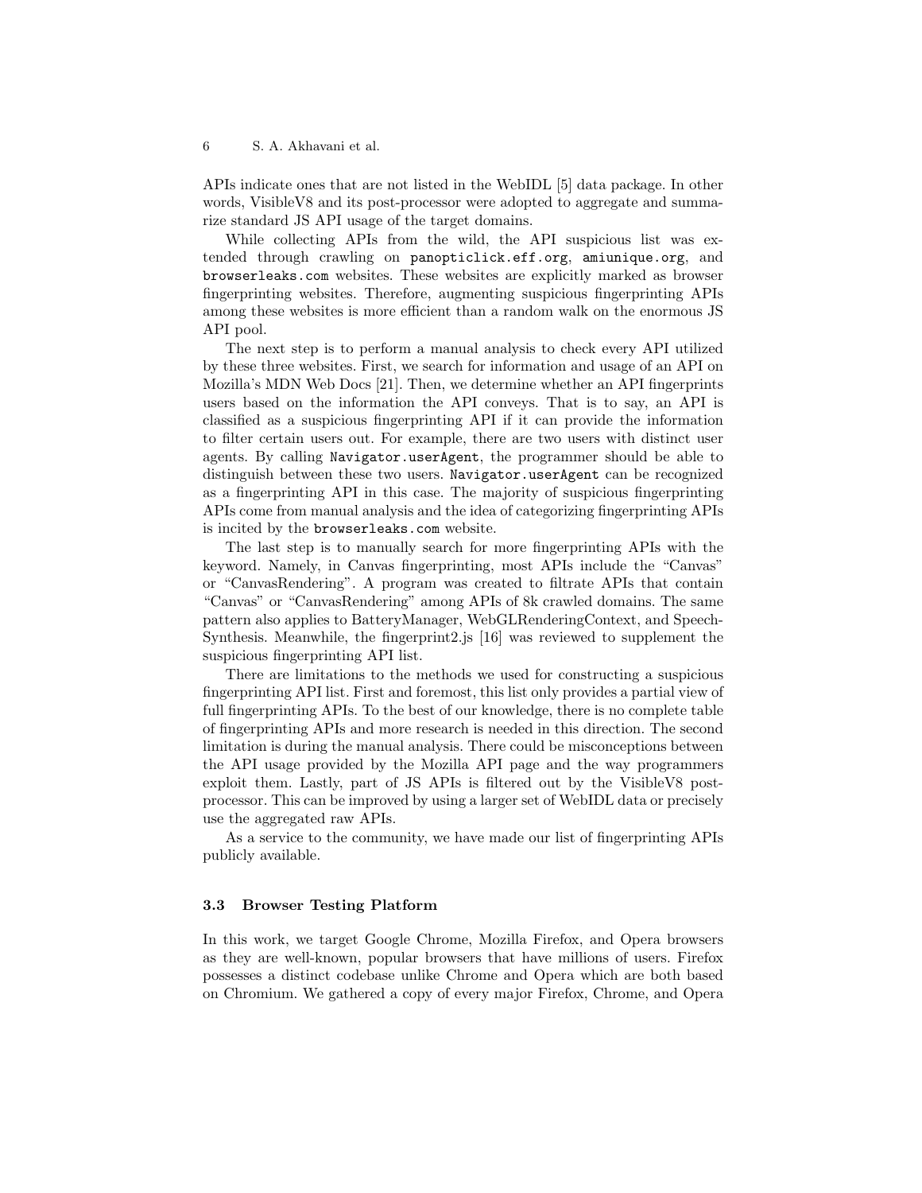APIs indicate ones that are not listed in the WebIDL [5] data package. In other words, VisibleV8 and its post-processor were adopted to aggregate and summarize standard JS API usage of the target domains.

While collecting APIs from the wild, the API suspicious list was extended through crawling on `panopticlick.eff.org`, `amiunique.org`, and `browserleaks.com` websites. These websites are explicitly marked as browser fingerprinting websites. Therefore, augmenting suspicious fingerprinting APIs among these websites is more efficient than a random walk on the enormous JS API pool.

The next step is to perform a manual analysis to check every API utilized by these three websites. First, we search for information and usage of an API on Mozilla's MDN Web Docs [21]. Then, we determine whether an API fingerprints users based on the information the API conveys. That is to say, an API is classified as a suspicious fingerprinting API if it can provide the information to filter certain users out. For example, there are two users with distinct user agents. By calling `Navigator.userAgent`, the programmer should be able to distinguish between these two users. `Navigator.userAgent` can be recognized as a fingerprinting API in this case. The majority of suspicious fingerprinting APIs come from manual analysis and the idea of categorizing fingerprinting APIs is incited by the `browserleaks.com` website.

The last step is to manually search for more fingerprinting APIs with the keyword. Namely, in Canvas fingerprinting, most APIs include the "Canvas" or "CanvasRendering". A program was created to filtrate APIs that contain "Canvas" or "CanvasRendering" among APIs of 8k crawled domains. The same pattern also applies to BatteryManager, WebGLRenderingContext, and SpeechSynthesis. Meanwhile, the fingerprint2.js [16] was reviewed to supplement the suspicious fingerprinting API list.

There are limitations to the methods we used for constructing a suspicious fingerprinting API list. First and foremost, this list only provides a partial view of full fingerprinting APIs. To the best of our knowledge, there is no complete table of fingerprinting APIs and more research is needed in this direction. The second limitation is during the manual analysis. There could be misconceptions between the API usage provided by the Mozilla API page and the way programmers exploit them. Lastly, part of JS APIs is filtered out by the VisibleV8 post-processor. This can be improved by using a larger set of WebIDL data or precisely use the aggregated raw APIs.

As a service to the community, we have made our list of fingerprinting APIs publicly available.

### 3.3 Browser Testing Platform

In this work, we target Google Chrome, Mozilla Firefox, and Opera browsers as they are well-known, popular browsers that have millions of users. Firefox possesses a distinct codebase unlike Chrome and Opera which are both based on Chromium. We gathered a copy of every major Firefox, Chrome, and Opera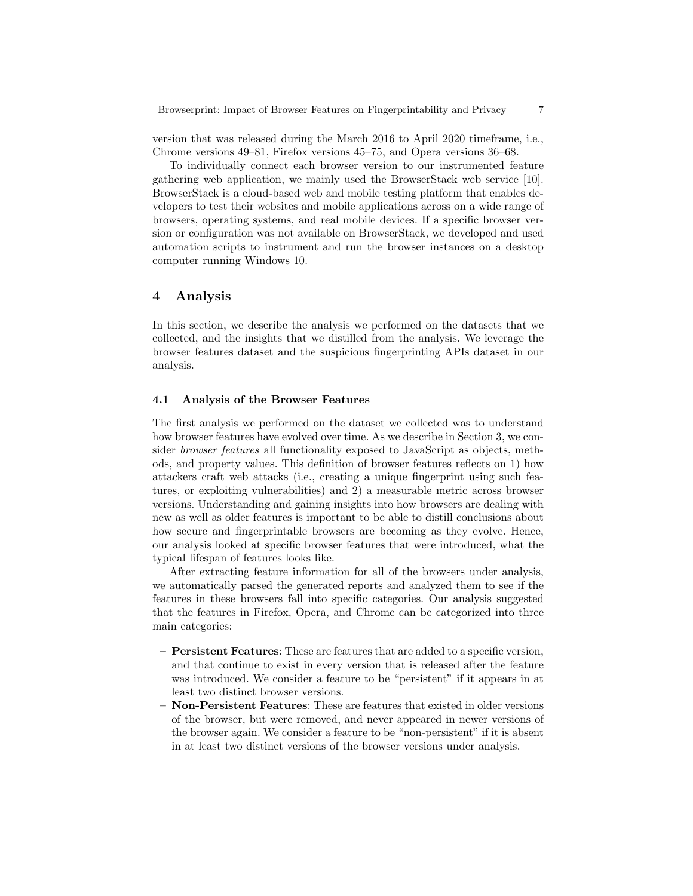version that was released during the March 2016 to April 2020 timeframe, i.e., Chrome versions 49–81, Firefox versions 45–75, and Opera versions 36–68.

To individually connect each browser version to our instrumented feature gathering web application, we mainly used the BrowserStack web service [10]. BrowserStack is a cloud-based web and mobile testing platform that enables developers to test their websites and mobile applications across on a wide range of browsers, operating systems, and real mobile devices. If a specific browser version or configuration was not available on BrowserStack, we developed and used automation scripts to instrument and run the browser instances on a desktop computer running Windows 10.

## 4 Analysis

In this section, we describe the analysis we performed on the datasets that we collected, and the insights that we distilled from the analysis. We leverage the browser features dataset and the suspicious fingerprinting APIs dataset in our analysis.

### 4.1 Analysis of the Browser Features

The first analysis we performed on the dataset we collected was to understand how browser features have evolved over time. As we describe in Section 3, we consider *browser features* all functionality exposed to JavaScript as objects, methods, and property values. This definition of browser features reflects on 1) how attackers craft web attacks (i.e., creating a unique fingerprint using such features, or exploiting vulnerabilities) and 2) a measurable metric across browser versions. Understanding and gaining insights into how browsers are dealing with new as well as older features is important to be able to distill conclusions about how secure and fingerprintable browsers are becoming as they evolve. Hence, our analysis looked at specific browser features that were introduced, what the typical lifespan of features looks like.

After extracting feature information for all of the browsers under analysis, we automatically parsed the generated reports and analyzed them to see if the features in these browsers fall into specific categories. Our analysis suggested that the features in Firefox, Opera, and Chrome can be categorized into three main categories:

- **Persistent Features**: These are features that are added to a specific version, and that continue to exist in every version that is released after the feature was introduced. We consider a feature to be "persistent" if it appears in at least two distinct browser versions.
- **Non-Persistent Features**: These are features that existed in older versions of the browser, but were removed, and never appeared in newer versions of the browser again. We consider a feature to be "non-persistent" if it is absent in at least two distinct versions of the browser versions under analysis.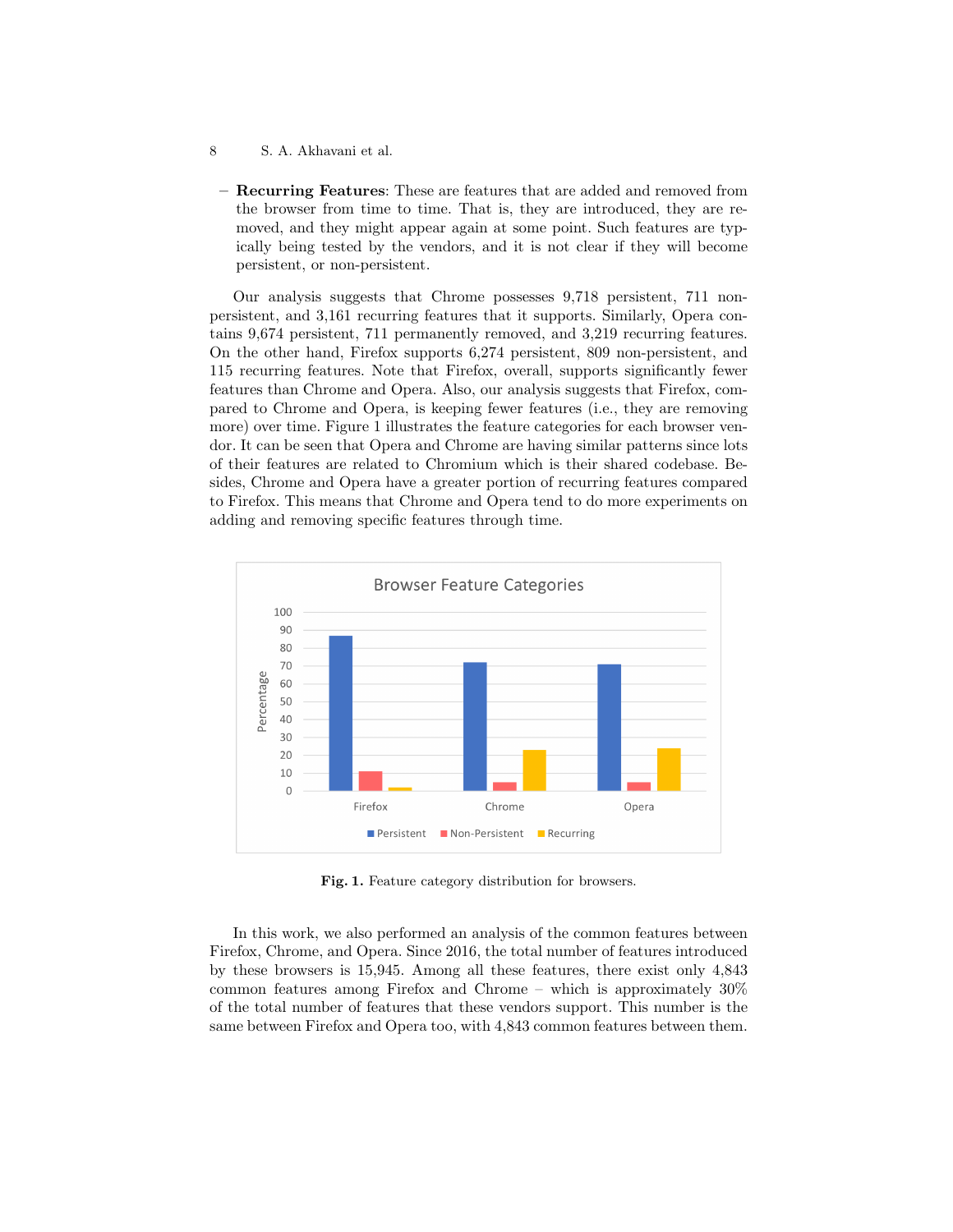- **Recurring Features**: These are features that are added and removed from the browser from time to time. That is, they are introduced, they are removed, and they might appear again at some point. Such features are typically being tested by the vendors, and it is not clear if they will become persistent, or non-persistent.

Our analysis suggests that Chrome possesses 9,718 persistent, 711 non-persistent, and 3,161 recurring features that it supports. Similarly, Opera contains 9,674 persistent, 711 permanently removed, and 3,219 recurring features. On the other hand, Firefox supports 6,274 persistent, 809 non-persistent, and 115 recurring features. Note that Firefox, overall, supports significantly fewer features than Chrome and Opera. Also, our analysis suggests that Firefox, compared to Chrome and Opera, is keeping fewer features (i.e., they are removing more) over time. Figure 1 illustrates the feature categories for each browser vendor. It can be seen that Opera and Chrome are having similar patterns since lots of their features are related to Chromium which is their shared codebase. Besides, Chrome and Opera have a greater portion of recurring features compared to Firefox. This means that Chrome and Opera tend to do more experiments on adding and removing specific features through time.

**Fig. 1.** Feature category distribution for browsers.

In this work, we also performed an analysis of the common features between Firefox, Chrome, and Opera. Since 2016, the total number of features introduced by these browsers is 15,945. Among all these features, there exist only 4,843 common features among Firefox and Chrome – which is approximately 30% of the total number of features that these vendors support. This number is the same between Firefox and Opera too, with 4,843 common features between them.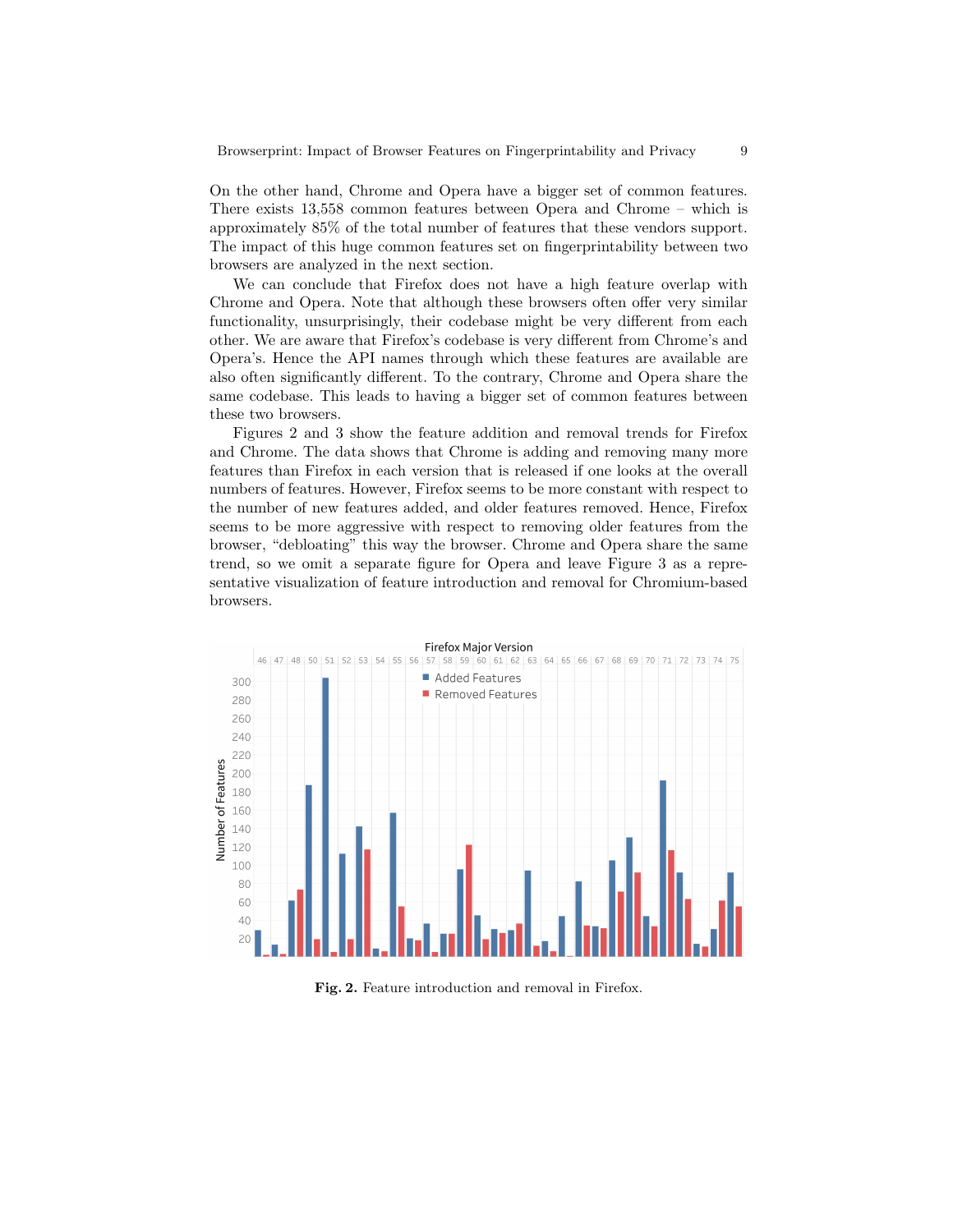On the other hand, Chrome and Opera have a bigger set of common features. There exists 13,558 common features between Opera and Chrome – which is approximately 85% of the total number of features that these vendors support. The impact of this huge common features set on fingerprintability between two browsers are analyzed in the next section.

We can conclude that Firefox does not have a high feature overlap with Chrome and Opera. Note that although these browsers often offer very similar functionality, unsurprisingly, their codebase might be very different from each other. We are aware that Firefox's codebase is very different from Chrome's and Opera's. Hence the API names through which these features are available are also often significantly different. To the contrary, Chrome and Opera share the same codebase. This leads to having a bigger set of common features between these two browsers.

Figures 2 and 3 show the feature addition and removal trends for Firefox and Chrome. The data shows that Chrome is adding and removing many more features than Firefox in each version that is released if one looks at the overall numbers of features. However, Firefox seems to be more constant with respect to the number of new features added, and older features removed. Hence, Firefox seems to be more aggressive with respect to removing older features from the browser, "debloating" this way the browser. Chrome and Opera share the same trend, so we omit a separate figure for Opera and leave Figure 3 as a representative visualization of feature introduction and removal for Chromium-based browsers.

**Fig. 2.** Feature introduction and removal in Firefox.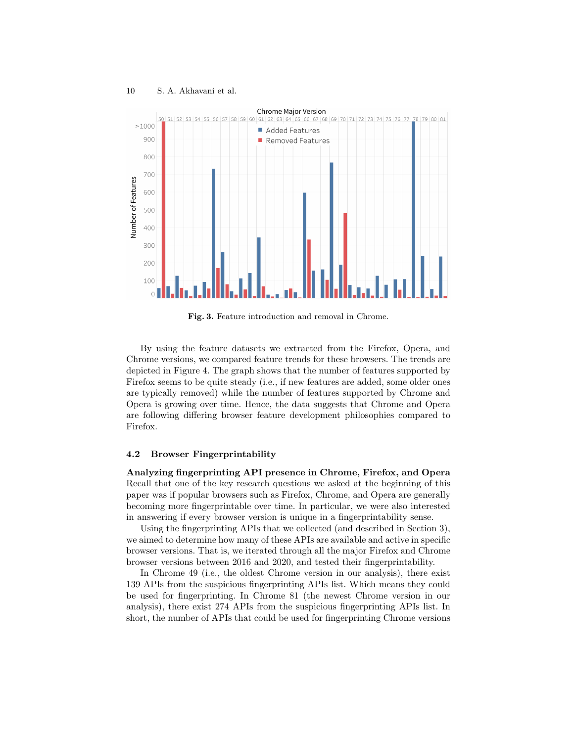**Fig. 3.** Feature introduction and removal in Chrome.

By using the feature datasets we extracted from the Firefox, Opera, and Chrome versions, we compared feature trends for these browsers. The trends are depicted in Figure 4. The graph shows that the number of features supported by Firefox seems to be quite steady (i.e., if new features are added, some older ones are typically removed) while the number of features supported by Chrome and Opera is growing over time. Hence, the data suggests that Chrome and Opera are following differing browser feature development philosophies compared to Firefox.

### 4.2 Browser Fingerprintability

**Analyzing fingerprinting API presence in Chrome, Firefox, and Opera** Recall that one of the key research questions we asked at the beginning of this paper was if popular browsers such as Firefox, Chrome, and Opera are generally becoming more fingerprintable over time. In particular, we were also interested in answering if every browser version is unique in a fingerprintability sense.

Using the fingerprinting APIs that we collected (and described in Section 3), we aimed to determine how many of these APIs are available and active in specific browser versions. That is, we iterated through all the major Firefox and Chrome browser versions between 2016 and 2020, and tested their fingerprintability.

In Chrome 49 (i.e., the oldest Chrome version in our analysis), there exist 139 APIs from the suspicious fingerprinting APIs list. Which means they could be used for fingerprinting. In Chrome 81 (the newest Chrome version in our analysis), there exist 274 APIs from the suspicious fingerprinting APIs list. In short, the number of APIs that could be used for fingerprinting Chrome versions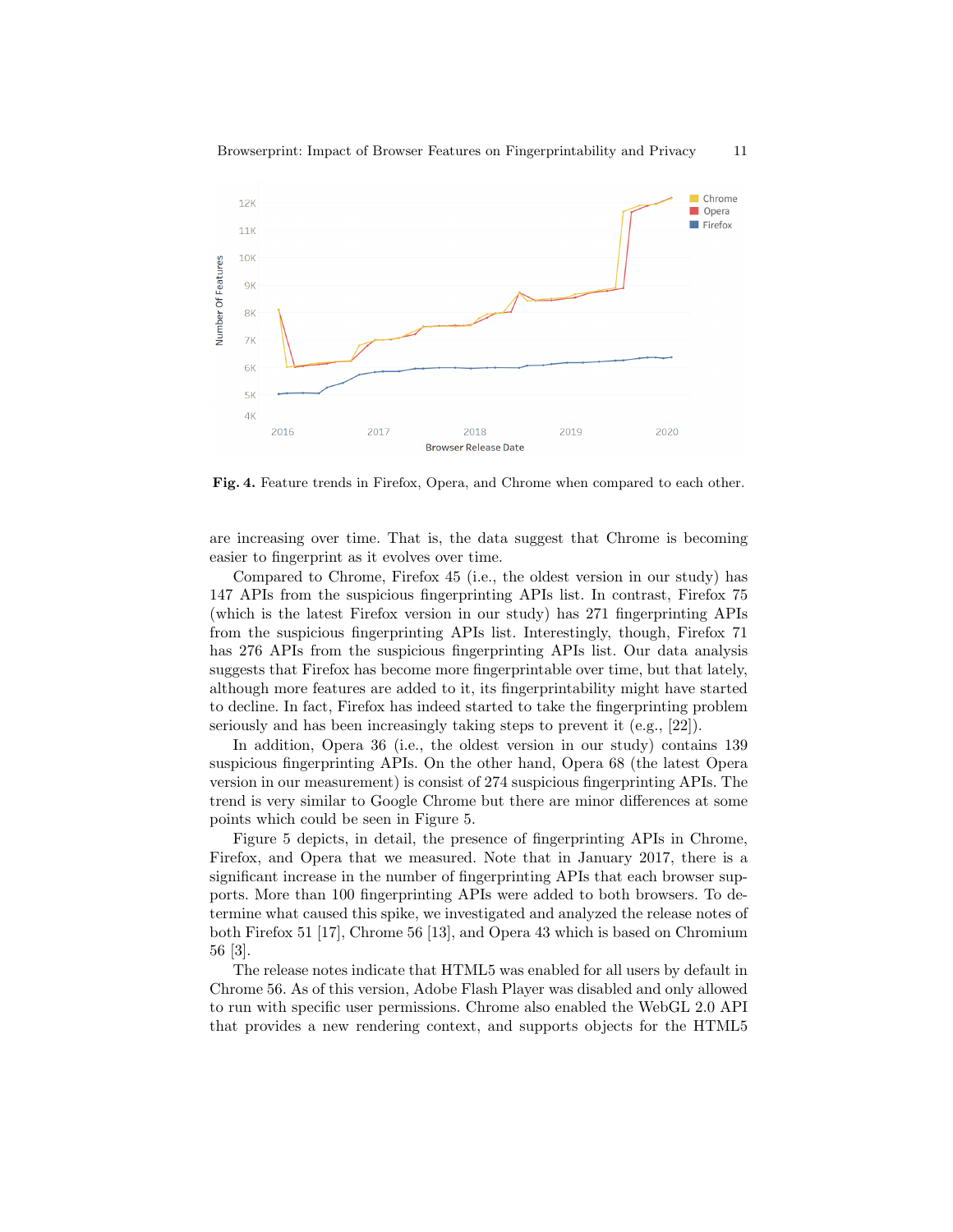Fig. 4. Feature trends in Firefox, Opera, and Chrome when compared to each other.

are increasing over time. That is, the data suggest that Chrome is becoming easier to fingerprint as it evolves over time.

Compared to Chrome, Firefox 45 (i.e., the oldest version in our study) has 147 APIs from the suspicious fingerprinting APIs list. In contrast, Firefox 75 (which is the latest Firefox version in our study) has 271 fingerprinting APIs from the suspicious fingerprinting APIs list. Interestingly, though, Firefox 71 has 276 APIs from the suspicious fingerprinting APIs list. Our data analysis suggests that Firefox has become more fingerprintable over time, but that lately, although more features are added to it, its fingerprintability might have started to decline. In fact, Firefox has indeed started to take the fingerprinting problem seriously and has been increasingly taking steps to prevent it (e.g., [22]).

In addition, Opera 36 (i.e., the oldest version in our study) contains 139 suspicious fingerprinting APIs. On the other hand, Opera 68 (the latest Opera version in our measurement) is consist of 274 suspicious fingerprinting APIs. The trend is very similar to Google Chrome but there are minor differences at some points which could be seen in Figure 5.

Figure 5 depicts, in detail, the presence of fingerprinting APIs in Chrome, Firefox, and Opera that we measured. Note that in January 2017, there is a significant increase in the number of fingerprinting APIs that each browser supports. More than 100 fingerprinting APIs were added to both browsers. To determine what caused this spike, we investigated and analyzed the release notes of both Firefox 51 [17], Chrome 56 [13], and Opera 43 which is based on Chromium 56 [3].

The release notes indicate that HTML5 was enabled for all users by default in Chrome 56. As of this version, Adobe Flash Player was disabled and only allowed to run with specific user permissions. Chrome also enabled the WebGL 2.0 API that provides a new rendering context, and supports objects for the HTML5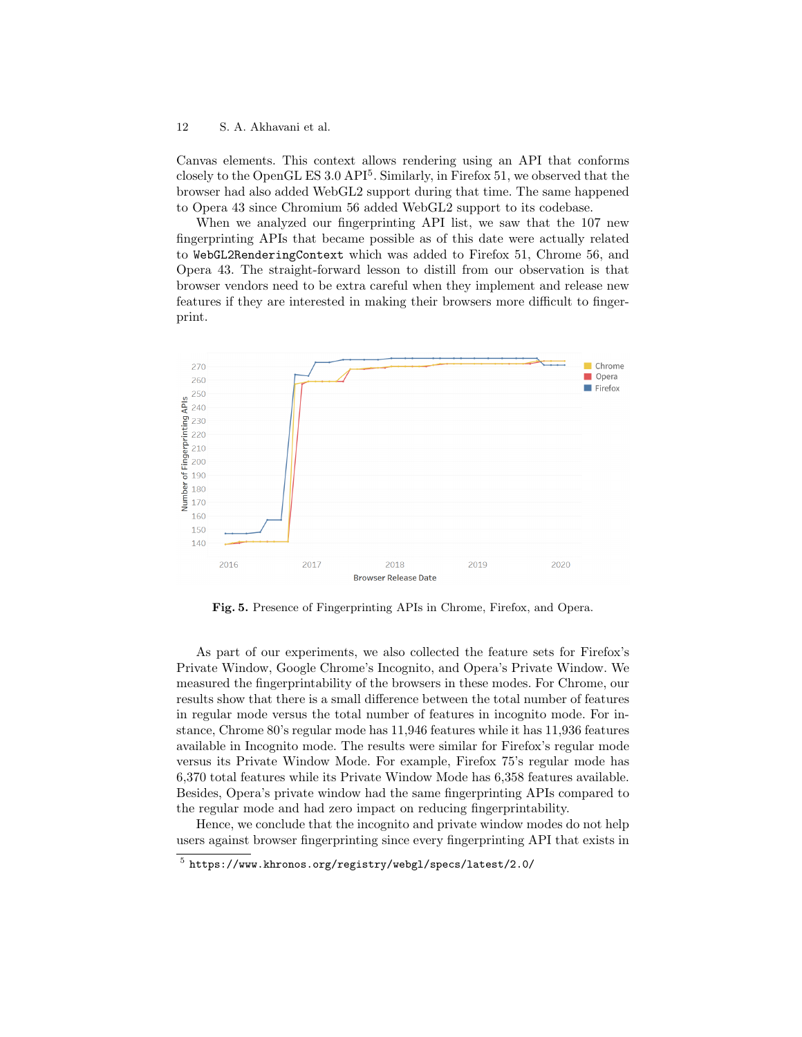Canvas elements. This context allows rendering using an API that conforms closely to the OpenGL ES 3.0 API[5]. Similarly, in Firefox 51, we observed that the browser had also added WebGL2 support during that time. The same happened to Opera 43 since Chromium 56 added WebGL2 support to its codebase.

When we analyzed our fingerprinting API list, we saw that the 107 new fingerprinting APIs that became possible as of this date were actually related to `WebGL2RenderingContext` which was added to Firefox 51, Chrome 56, and Opera 43. The straight-forward lesson to distill from our observation is that browser vendors need to be extra careful when they implement and release new features if they are interested in making their browsers more difficult to fingerprint.

**Fig. 5.** Presence of Fingerprinting APIs in Chrome, Firefox, and Opera.

As part of our experiments, we also collected the feature sets for Firefox's Private Window, Google Chrome's Incognito, and Opera's Private Window. We measured the fingerprintability of the browsers in these modes. For Chrome, our results show that there is a small difference between the total number of features in regular mode versus the total number of features in incognito mode. For instance, Chrome 80's regular mode has 11,946 features while it has 11,936 features available in Incognito mode. The results were similar for Firefox's regular mode versus its Private Window Mode. For example, Firefox 75's regular mode has 6,370 total features while its Private Window Mode has 6,358 features available. Besides, Opera's private window had the same fingerprinting APIs compared to the regular mode and had zero impact on reducing fingerprintability.

Hence, we conclude that the incognito and private window modes do not help users against browser fingerprinting since every fingerprinting API that exists in

[5] https://www.khronos.org/registry/webgl/specs/latest/2.0/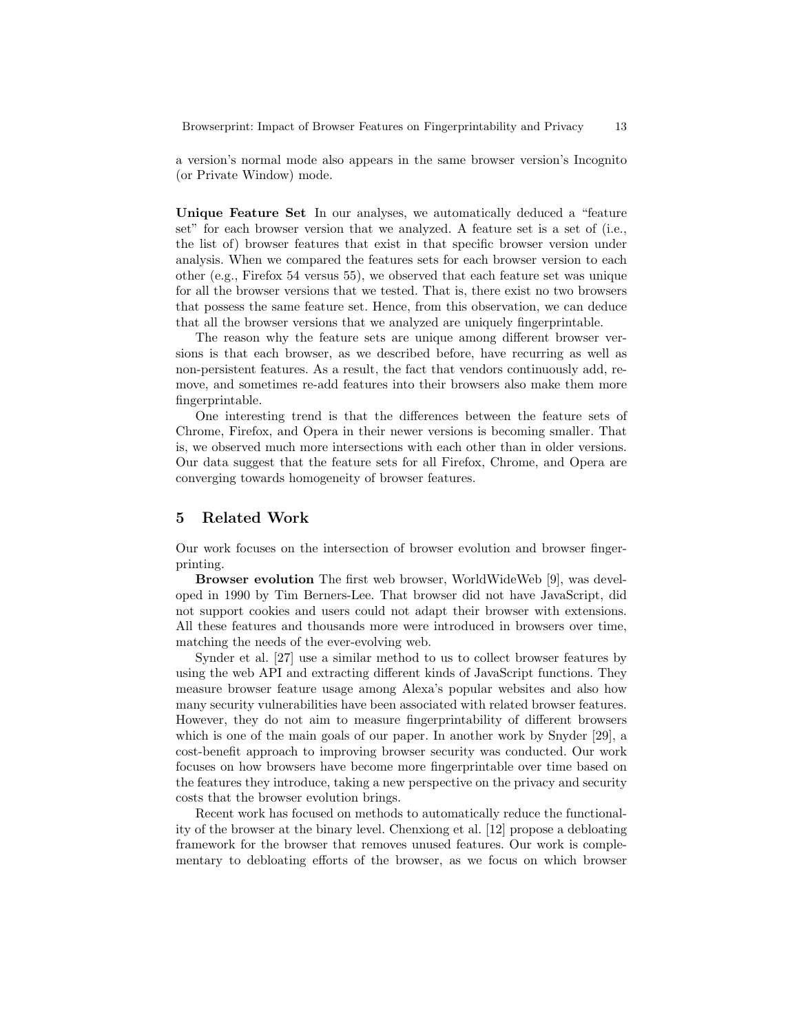a version's normal mode also appears in the same browser version's Incognito (or Private Window) mode.

**Unique Feature Set** In our analyses, we automatically deduced a "feature set" for each browser version that we analyzed. A feature set is a set of (i.e., the list of) browser features that exist in that specific browser version under analysis. When we compared the features sets for each browser version to each other (e.g., Firefox 54 versus 55), we observed that each feature set was unique for all the browser versions that we tested. That is, there exist no two browsers that possess the same feature set. Hence, from this observation, we can deduce that all the browser versions that we analyzed are uniquely fingerprintable.

The reason why the feature sets are unique among different browser versions is that each browser, as we described before, have recurring as well as non-persistent features. As a result, the fact that vendors continuously add, remove, and sometimes re-add features into their browsers also make them more fingerprintable.

One interesting trend is that the differences between the feature sets of Chrome, Firefox, and Opera in their newer versions is becoming smaller. That is, we observed much more intersections with each other than in older versions. Our data suggest that the feature sets for all Firefox, Chrome, and Opera are converging towards homogeneity of browser features.

## 5 Related Work

Our work focuses on the intersection of browser evolution and browser fingerprinting.

**Browser evolution** The first web browser, WorldWideWeb [9], was developed in 1990 by Tim Berners-Lee. That browser did not have JavaScript, did not support cookies and users could not adapt their browser with extensions. All these features and thousands more were introduced in browsers over time, matching the needs of the ever-evolving web.

Synder et al. [27] use a similar method to us to collect browser features by using the web API and extracting different kinds of JavaScript functions. They measure browser feature usage among Alexa's popular websites and also how many security vulnerabilities have been associated with related browser features. However, they do not aim to measure fingerprintability of different browsers which is one of the main goals of our paper. In another work by Snyder [29], a cost-benefit approach to improving browser security was conducted. Our work focuses on how browsers have become more fingerprintable over time based on the features they introduce, taking a new perspective on the privacy and security costs that the browser evolution brings.

Recent work has focused on methods to automatically reduce the functionality of the browser at the binary level. Chenxiong et al. [12] propose a debloating framework for the browser that removes unused features. Our work is complementary to debloating efforts of the browser, as we focus on which browser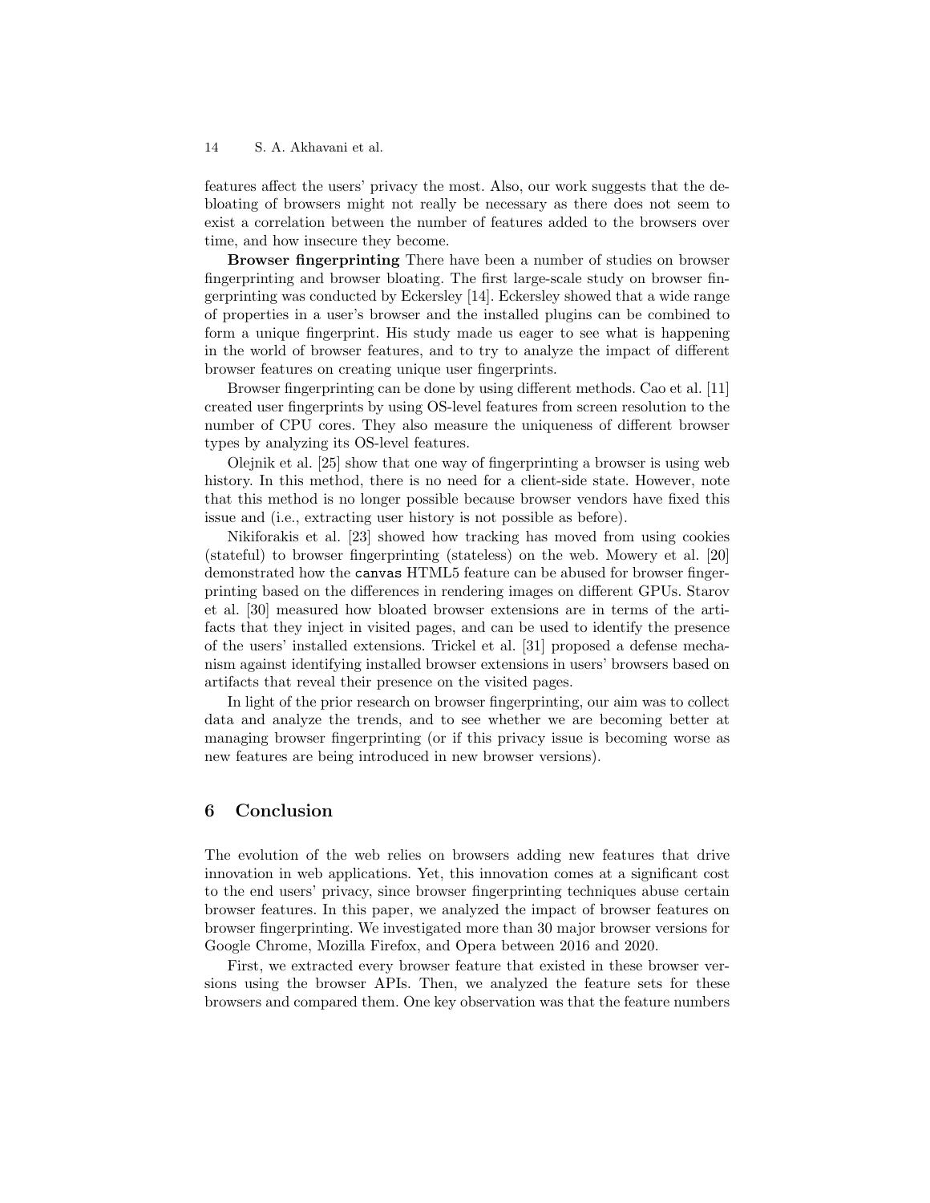features affect the users' privacy the most. Also, our work suggests that the debloating of browsers might not really be necessary as there does not seem to exist a correlation between the number of features added to the browsers over time, and how insecure they become.

**Browser fingerprinting** There have been a number of studies on browser fingerprinting and browser bloating. The first large-scale study on browser fingerprinting was conducted by Eckersley [14]. Eckersley showed that a wide range of properties in a user's browser and the installed plugins can be combined to form a unique fingerprint. His study made us eager to see what is happening in the world of browser features, and to try to analyze the impact of different browser features on creating unique user fingerprints.

Browser fingerprinting can be done by using different methods. Cao et al. [11] created user fingerprints by using OS-level features from screen resolution to the number of CPU cores. They also measure the uniqueness of different browser types by analyzing its OS-level features.

Olejnik et al. [25] show that one way of fingerprinting a browser is using web history. In this method, there is no need for a client-side state. However, note that this method is no longer possible because browser vendors have fixed this issue and (i.e., extracting user history is not possible as before).

Nikiforakis et al. [23] showed how tracking has moved from using cookies (stateful) to browser fingerprinting (stateless) on the web. Mowery et al. [20] demonstrated how the `canvas` HTML5 feature can be abused for browser fingerprinting based on the differences in rendering images on different GPUs. Starov et al. [30] measured how bloated browser extensions are in terms of the artifacts that they inject in visited pages, and can be used to identify the presence of the users' installed extensions. Trickel et al. [31] proposed a defense mechanism against identifying installed browser extensions in users' browsers based on artifacts that reveal their presence on the visited pages.

In light of the prior research on browser fingerprinting, our aim was to collect data and analyze the trends, and to see whether we are becoming better at managing browser fingerprinting (or if this privacy issue is becoming worse as new features are being introduced in new browser versions).

## 6 Conclusion

The evolution of the web relies on browsers adding new features that drive innovation in web applications. Yet, this innovation comes at a significant cost to the end users' privacy, since browser fingerprinting techniques abuse certain browser features. In this paper, we analyzed the impact of browser features on browser fingerprinting. We investigated more than 30 major browser versions for Google Chrome, Mozilla Firefox, and Opera between 2016 and 2020.

First, we extracted every browser feature that existed in these browser versions using the browser APIs. Then, we analyzed the feature sets for these browsers and compared them. One key observation was that the feature numbers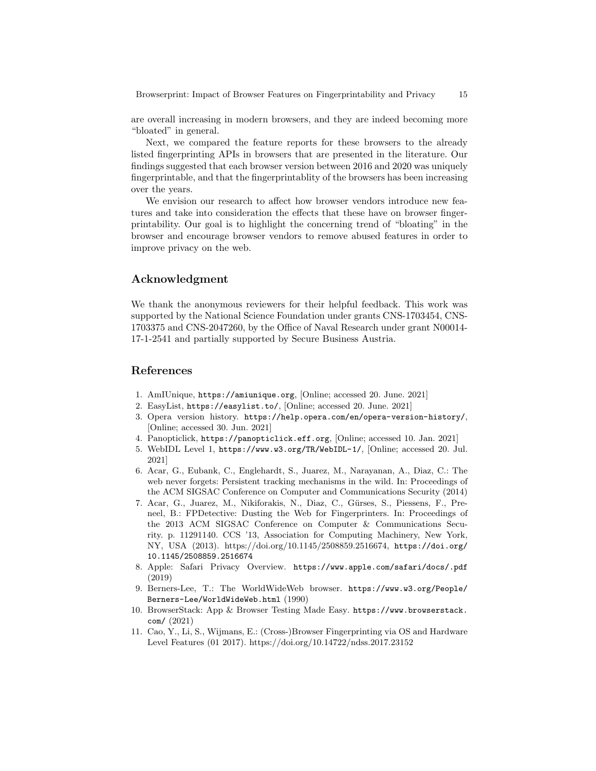are overall increasing in modern browsers, and they are indeed becoming more "bloated" in general.

Next, we compared the feature reports for these browsers to the already listed fingerprinting APIs in browsers that are presented in the literature. Our findings suggested that each browser version between 2016 and 2020 was uniquely fingerprintable, and that the fingerprintablity of the browsers has been increasing over the years.

We envision our research to affect how browser vendors introduce new features and take into consideration the effects that these have on browser fingerprintability. Our goal is to highlight the concerning trend of "bloating" in the browser and encourage browser vendors to remove abused features in order to improve privacy on the web.

## Acknowledgment

We thank the anonymous reviewers for their helpful feedback. This work was supported by the National Science Foundation under grants CNS-1703454, CNS-1703375 and CNS-2047260, by the Office of Naval Research under grant N00014-17-1-2541 and partially supported by Secure Business Austria.

## References

1. AmIUnique, `https://amiunique.org`, [Online; accessed 20. June. 2021]
2. EasyList, `https://easylist.to/`, [Online; accessed 20. June. 2021]
3. Opera version history. `https://help.opera.com/en/opera-version-history/`, [Online; accessed 30. Jun. 2021]
4. Panopticlick, `https://panopticlick.eff.org`, [Online; accessed 10. Jan. 2021]
5. WebIDL Level 1, `https://www.w3.org/TR/WebIDL-1/`, [Online; accessed 20. Jul. 2021]
6. Acar, G., Eubank, C., Englehardt, S., Juarez, M., Narayanan, A., Diaz, C.: The web never forgets: Persistent tracking mechanisms in the wild. In: Proceedings of the ACM SIGSAC Conference on Computer and Communications Security (2014)
7. Acar, G., Juarez, M., Nikiforakis, N., Diaz, C., Gürses, S., Piessens, F., Preneel, B.: FPDetective: Dusting the Web for Fingerprinters. In: Proceedings of the 2013 ACM SIGSAC Conference on Computer & Communications Security. p. 11291140. CCS '13, Association for Computing Machinery, New York, NY, USA (2013). https://doi.org/10.1145/2508859.2516674, `https://doi.org/10.1145/2508859.2516674`
8. Apple: Safari Privacy Overview. `https://www.apple.com/safari/docs/.pdf` (2019)
9. Berners-Lee, T.: The WorldWideWeb browser. `https://www.w3.org/People/Berners-Lee/WorldWideWeb.html` (1990)
10. BrowserStack: App & Browser Testing Made Easy. `https://www.browserstack.com/` (2021)
11. Cao, Y., Li, S., Wijmans, E.: (Cross-)Browser Fingerprinting via OS and Hardware Level Features (01 2017). https://doi.org/10.14722/ndss.2017.23152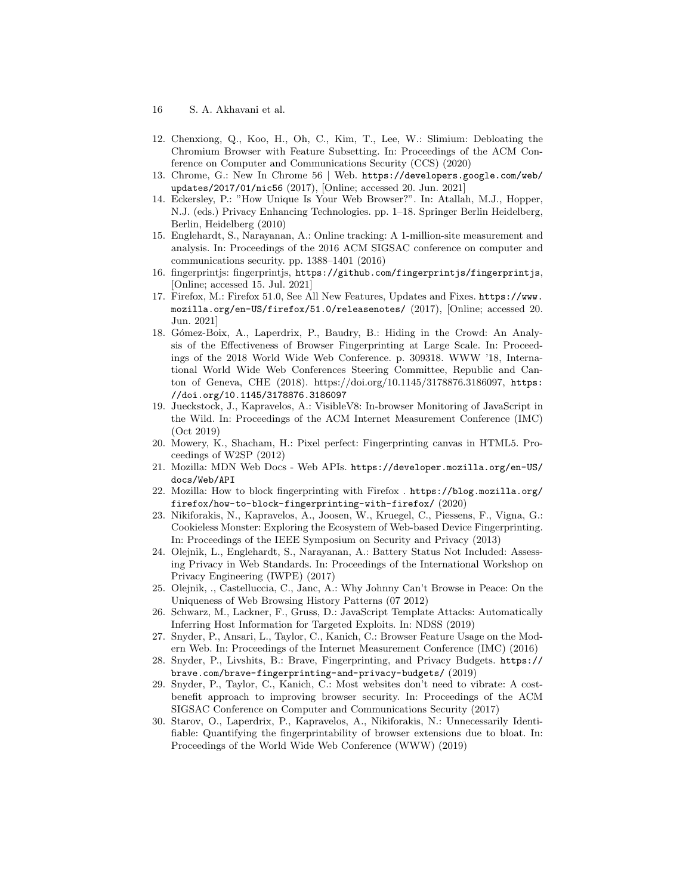12. Chenxiong, Q., Koo, H., Oh, C., Kim, T., Lee, W.: Slimium: Debloating the Chromium Browser with Feature Subsetting. In: Proceedings of the ACM Conference on Computer and Communications Security (CCS) (2020)
13. Chrome, G.: New In Chrome 56 | Web. `https://developers.google.com/web/updates/2017/01/nic56` (2017), [Online; accessed 20. Jun. 2021]
14. Eckersley, P.: "How Unique Is Your Web Browser?". In: Atallah, M.J., Hopper, N.J. (eds.) Privacy Enhancing Technologies. pp. 1–18. Springer Berlin Heidelberg, Berlin, Heidelberg (2010)
15. Englehardt, S., Narayanan, A.: Online tracking: A 1-million-site measurement and analysis. In: Proceedings of the 2016 ACM SIGSAC conference on computer and communications security. pp. 1388–1401 (2016)
16. fingerprintjs: fingerprintjs, `https://github.com/fingerprintjs/fingerprintjs`, [Online; accessed 15. Jul. 2021]
17. Firefox, M.: Firefox 51.0, See All New Features, Updates and Fixes. `https://www.mozilla.org/en-US/firefox/51.0/releasenotes/` (2017), [Online; accessed 20. Jun. 2021]
18. Gómez-Boix, A., Laperdrix, P., Baudry, B.: Hiding in the Crowd: An Analysis of the Effectiveness of Browser Fingerprinting at Large Scale. In: Proceedings of the 2018 World Wide Web Conference. p. 309318. WWW '18, International World Wide Web Conferences Steering Committee, Republic and Canton of Geneva, CHE (2018). https://doi.org/10.1145/3178876.3186097, `https://doi.org/10.1145/3178876.3186097`
19. Jueckstock, J., Kapravelos, A.: VisibleV8: In-browser Monitoring of JavaScript in the Wild. In: Proceedings of the ACM Internet Measurement Conference (IMC) (Oct 2019)
20. Mowery, K., Shacham, H.: Pixel perfect: Fingerprinting canvas in HTML5. Proceedings of W2SP (2012)
21. Mozilla: MDN Web Docs - Web APIs. `https://developer.mozilla.org/en-US/docs/Web/API`
22. Mozilla: How to block fingerprinting with Firefox . `https://blog.mozilla.org/firefox/how-to-block-fingerprinting-with-firefox/` (2020)
23. Nikiforakis, N., Kapravelos, A., Joosen, W., Kruegel, C., Piessens, F., Vigna, G.: Cookieless Monster: Exploring the Ecosystem of Web-based Device Fingerprinting. In: Proceedings of the IEEE Symposium on Security and Privacy (2013)
24. Olejnik, L., Englehardt, S., Narayanan, A.: Battery Status Not Included: Assessing Privacy in Web Standards. In: Proceedings of the International Workshop on Privacy Engineering (IWPE) (2017)
25. Olejnik, ., Castelluccia, C., Janc, A.: Why Johnny Can't Browse in Peace: On the Uniqueness of Web Browsing History Patterns (07 2012)
26. Schwarz, M., Lackner, F., Gruss, D.: JavaScript Template Attacks: Automatically Inferring Host Information for Targeted Exploits. In: NDSS (2019)
27. Snyder, P., Ansari, L., Taylor, C., Kanich, C.: Browser Feature Usage on the Modern Web. In: Proceedings of the Internet Measurement Conference (IMC) (2016)
28. Snyder, P., Livshits, B.: Brave, Fingerprinting, and Privacy Budgets. `https://brave.com/brave-fingerprinting-and-privacy-budgets/` (2019)
29. Snyder, P., Taylor, C., Kanich, C.: Most websites don't need to vibrate: A cost-benefit approach to improving browser security. In: Proceedings of the ACM SIGSAC Conference on Computer and Communications Security (2017)
30. Starov, O., Laperdrix, P., Kapravelos, A., Nikiforakis, N.: Unnecessarily Identifiable: Quantifying the fingerprintability of browser extensions due to bloat. In: Proceedings of the World Wide Web Conference (WWW) (2019)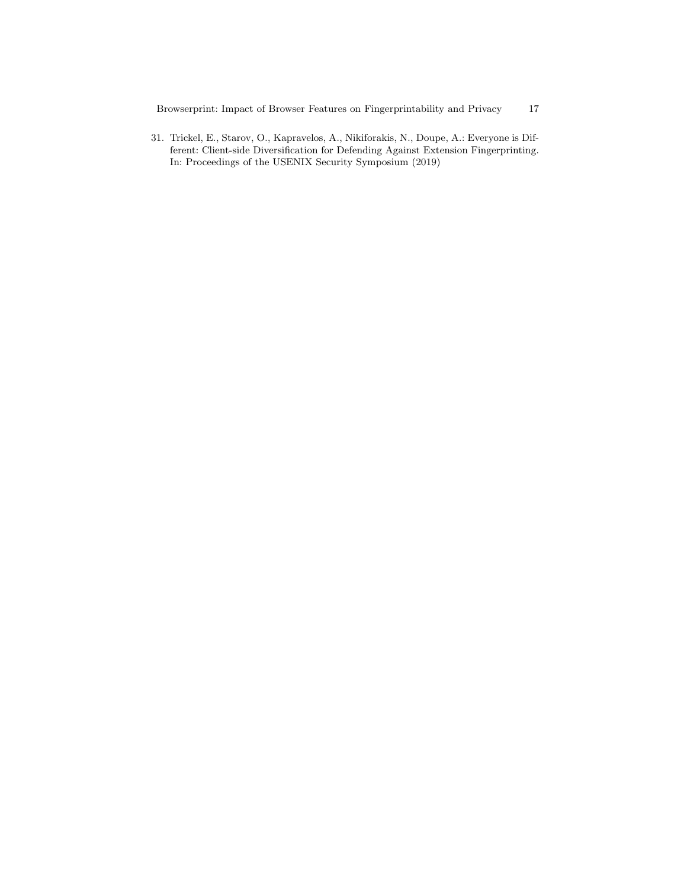31. Trickel, E., Starov, O., Kapravelos, A., Nikiforakis, N., Doupe, A.: Everyone is Different: Client-side Diversification for Defending Against Extension Fingerprinting. In: Proceedings of the USENIX Security Symposium (2019)